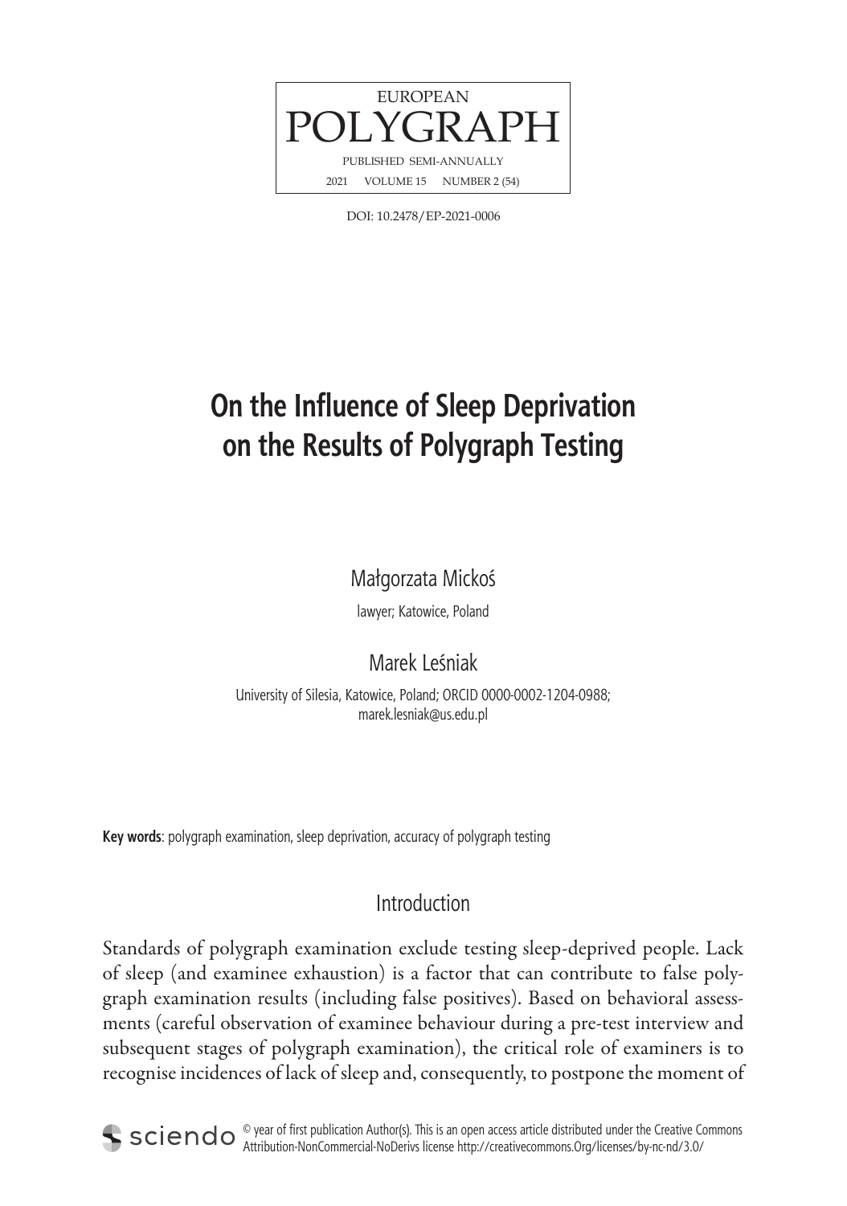EUROPEAN
POLYGRAPH
PUBLISHED SEMI-ANNUALLY
2021 VOLUME 15 NUMBER 2 (54)

DOI: 10.2478/EP-2021-0006

# On the Influence of Sleep Deprivation on the Results of Polygraph Testing

Małgorzata Mickoś

lawyer; Katowice, Poland

Marek Leśniak

University of Silesia, Katowice, Poland; ORCID 0000-0002-1204-0988; marek.lesniak@us.edu.pl

**Key words**: polygraph examination, sleep deprivation, accuracy of polygraph testing

## Introduction

Standards of polygraph examination exclude testing sleep-deprived people. Lack of sleep (and examinee exhaustion) is a factor that can contribute to false polygraph examination results (including false positives). Based on behavioral assessments (careful observation of examinee behaviour during a pre-test interview and subsequent stages of polygraph examination), the critical role of examiners is to recognise incidences of lack of sleep and, consequently, to postpone the moment of

© year of first publication Author(s). This is an open access article distributed under the Creative Commons Attribution-NonCommercial-NoDerivs license http://creativecommons.Org/licenses/by-nc-nd/3.0/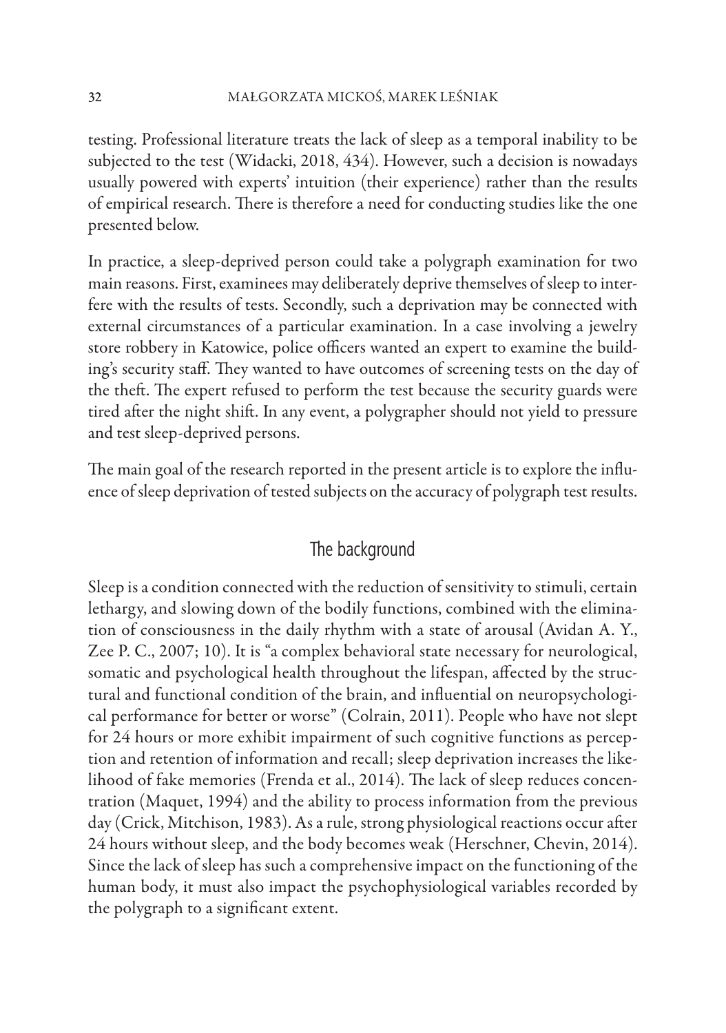testing. Professional literature treats the lack of sleep as a temporal inability to be subjected to the test (Widacki, 2018, 434). However, such a decision is nowadays usually powered with experts' intuition (their experience) rather than the results of empirical research. There is therefore a need for conducting studies like the one presented below.

In practice, a sleep-deprived person could take a polygraph examination for two main reasons. First, examinees may deliberately deprive themselves of sleep to interfere with the results of tests. Secondly, such a deprivation may be connected with external circumstances of a particular examination. In a case involving a jewelry store robbery in Katowice, police officers wanted an expert to examine the building's security staff. They wanted to have outcomes of screening tests on the day of the theft. The expert refused to perform the test because the security guards were tired after the night shift. In any event, a polygrapher should not yield to pressure and test sleep-deprived persons.

The main goal of the research reported in the present article is to explore the influence of sleep deprivation of tested subjects on the accuracy of polygraph test results.

## The background

Sleep is a condition connected with the reduction of sensitivity to stimuli, certain lethargy, and slowing down of the bodily functions, combined with the elimination of consciousness in the daily rhythm with a state of arousal (Avidan A. Y., Zee P. C., 2007; 10). It is "a complex behavioral state necessary for neurological, somatic and psychological health throughout the lifespan, affected by the structural and functional condition of the brain, and influential on neuropsychological performance for better or worse" (Colrain, 2011). People who have not slept for 24 hours or more exhibit impairment of such cognitive functions as perception and retention of information and recall; sleep deprivation increases the likelihood of fake memories (Frenda et al., 2014). The lack of sleep reduces concentration (Maquet, 1994) and the ability to process information from the previous day (Crick, Mitchison, 1983). As a rule, strong physiological reactions occur after 24 hours without sleep, and the body becomes weak (Herschner, Chevin, 2014). Since the lack of sleep has such a comprehensive impact on the functioning of the human body, it must also impact the psychophysiological variables recorded by the polygraph to a significant extent.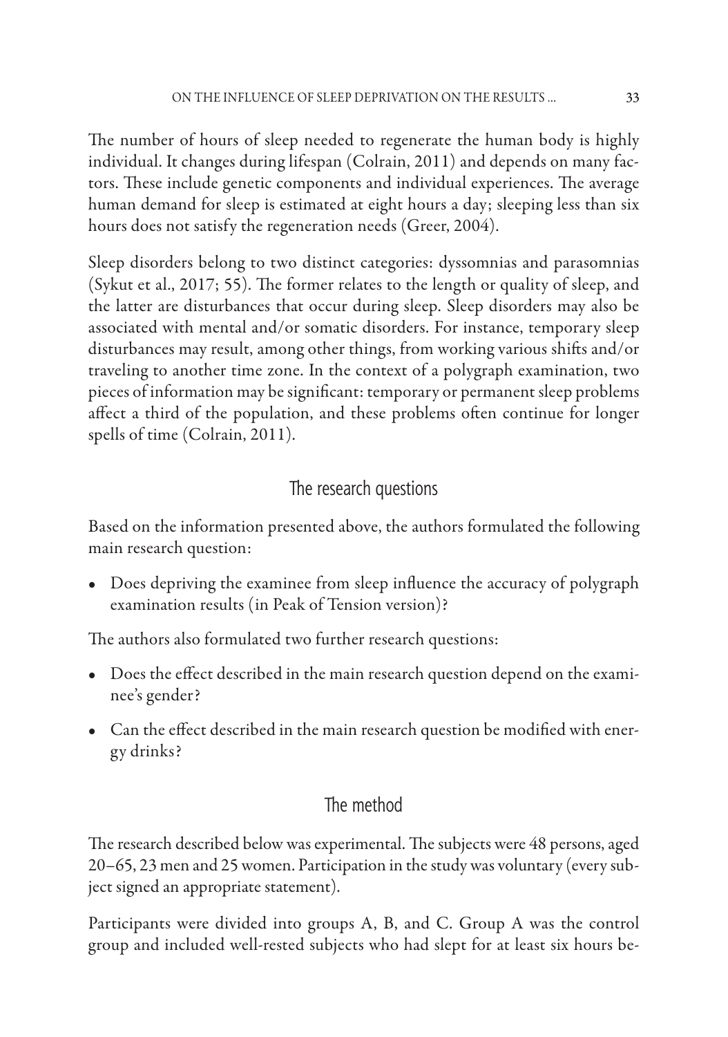The number of hours of sleep needed to regenerate the human body is highly individual. It changes during lifespan (Colrain, 2011) and depends on many factors. These include genetic components and individual experiences. The average human demand for sleep is estimated at eight hours a day; sleeping less than six hours does not satisfy the regeneration needs (Greer, 2004).

Sleep disorders belong to two distinct categories: dyssomnias and parasomnias (Sykut et al., 2017; 55). The former relates to the length or quality of sleep, and the latter are disturbances that occur during sleep. Sleep disorders may also be associated with mental and/or somatic disorders. For instance, temporary sleep disturbances may result, among other things, from working various shifts and/or traveling to another time zone. In the context of a polygraph examination, two pieces of information may be significant: temporary or permanent sleep problems affect a third of the population, and these problems often continue for longer spells of time (Colrain, 2011).

## The research questions

Based on the information presented above, the authors formulated the following main research question:

- Does depriving the examinee from sleep influence the accuracy of polygraph examination results (in Peak of Tension version)?

The authors also formulated two further research questions:

- Does the effect described in the main research question depend on the examinee's gender?
- Can the effect described in the main research question be modified with energy drinks?

## The method

The research described below was experimental. The subjects were 48 persons, aged 20–65, 23 men and 25 women. Participation in the study was voluntary (every subject signed an appropriate statement).

Participants were divided into groups A, B, and C. Group A was the control group and included well-rested subjects who had slept for at least six hours be-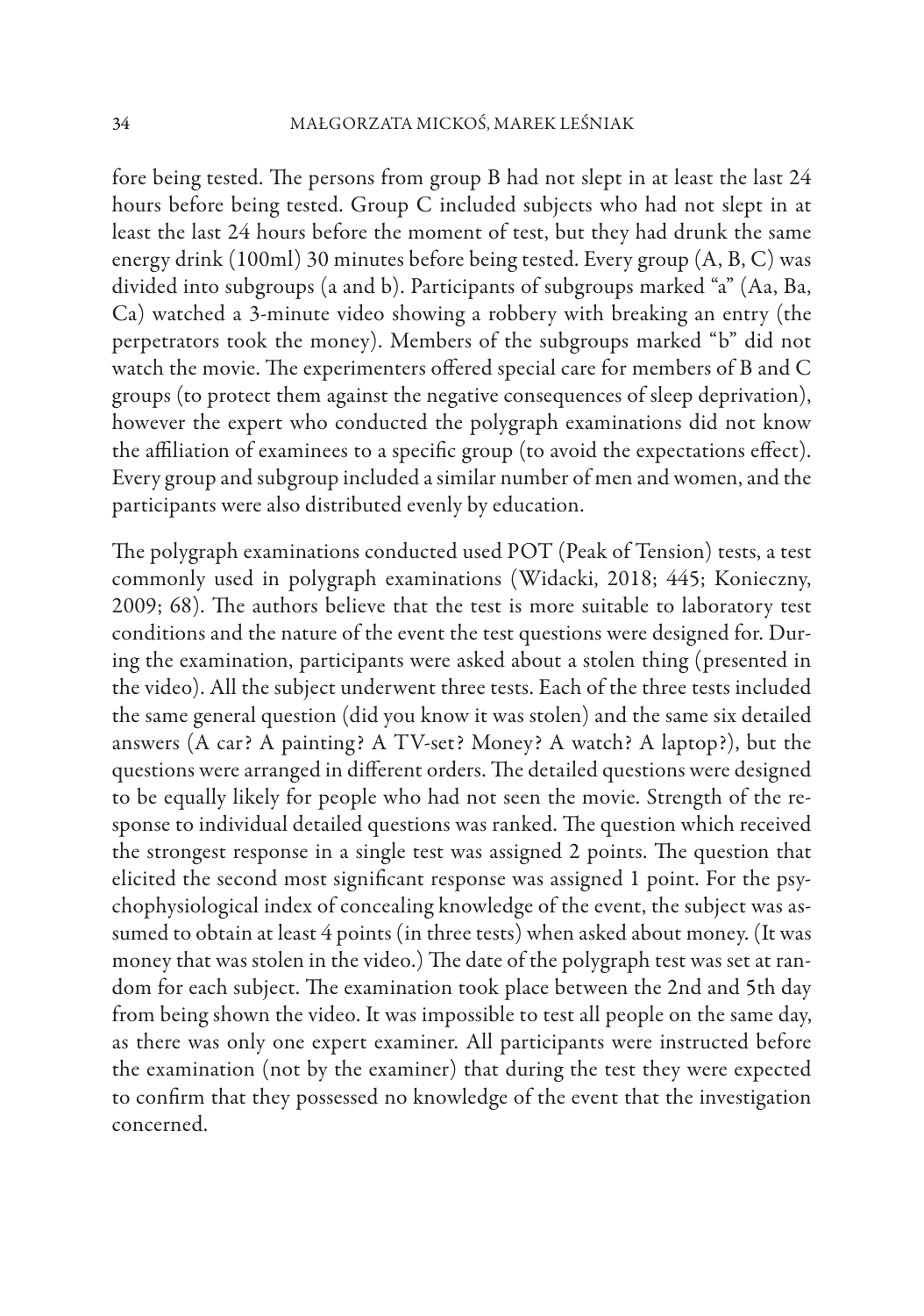fore being tested. The persons from group B had not slept in at least the last 24 hours before being tested. Group C included subjects who had not slept in at least the last 24 hours before the moment of test, but they had drunk the same energy drink (100ml) 30 minutes before being tested. Every group (A, B, C) was divided into subgroups (a and b). Participants of subgroups marked "a" (Aa, Ba, Ca) watched a 3-minute video showing a robbery with breaking an entry (the perpetrators took the money). Members of the subgroups marked "b" did not watch the movie. The experimenters offered special care for members of B and C groups (to protect them against the negative consequences of sleep deprivation), however the expert who conducted the polygraph examinations did not know the affiliation of examinees to a specific group (to avoid the expectations effect). Every group and subgroup included a similar number of men and women, and the participants were also distributed evenly by education.

The polygraph examinations conducted used POT (Peak of Tension) tests, a test commonly used in polygraph examinations (Widacki, 2018; 445; Konieczny, 2009; 68). The authors believe that the test is more suitable to laboratory test conditions and the nature of the event the test questions were designed for. During the examination, participants were asked about a stolen thing (presented in the video). All the subject underwent three tests. Each of the three tests included the same general question (did you know it was stolen) and the same six detailed answers (A car? A painting? A TV-set? Money? A watch? A laptop?), but the questions were arranged in different orders. The detailed questions were designed to be equally likely for people who had not seen the movie. Strength of the response to individual detailed questions was ranked. The question which received the strongest response in a single test was assigned 2 points. The question that elicited the second most significant response was assigned 1 point. For the psychophysiological index of concealing knowledge of the event, the subject was assumed to obtain at least 4 points (in three tests) when asked about money. (It was money that was stolen in the video.) The date of the polygraph test was set at random for each subject. The examination took place between the 2nd and 5th day from being shown the video. It was impossible to test all people on the same day, as there was only one expert examiner. All participants were instructed before the examination (not by the examiner) that during the test they were expected to confirm that they possessed no knowledge of the event that the investigation concerned.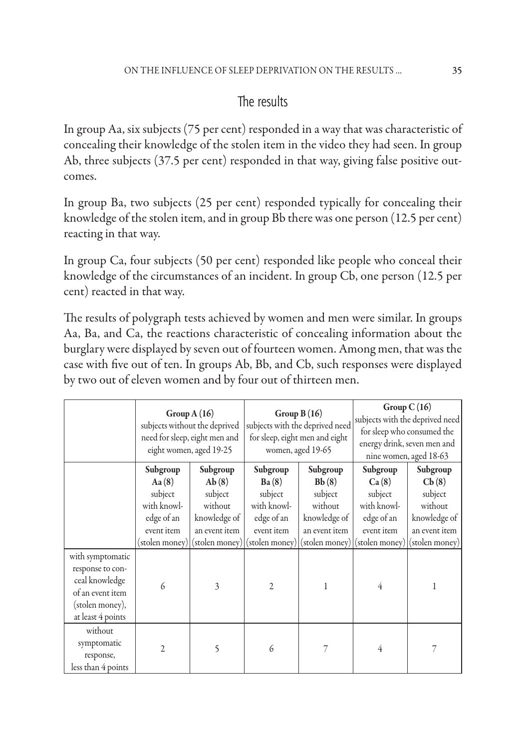## The results

In group Aa, six subjects (75 per cent) responded in a way that was characteristic of concealing their knowledge of the stolen item in the video they had seen. In group Ab, three subjects (37.5 per cent) responded in that way, giving false positive outcomes.

In group Ba, two subjects (25 per cent) responded typically for concealing their knowledge of the stolen item, and in group Bb there was one person (12.5 per cent) reacting in that way.

In group Ca, four subjects (50 per cent) responded like people who conceal their knowledge of the circumstances of an incident. In group Cb, one person (12.5 per cent) reacted in that way.

The results of polygraph tests achieved by women and men were similar. In groups Aa, Ba, and Ca, the reactions characteristic of concealing information about the burglary were displayed by seven out of fourteen women. Among men, that was the case with five out of ten. In groups Ab, Bb, and Cb, such responses were displayed by two out of eleven women and by four out of thirteen men.

| | **Group A (16)** subjects without the deprived need for sleep, eight men and eight women, aged 19-25 | | **Group B (16)** subjects with the deprived need for sleep, eight men and eight women, aged 19-65 | | **Group C (16)** subjects with the deprived need for sleep who consumed the energy drink, seven men and nine women, aged 18-63 | |
|---|---|---|---|---|---|---|
| | **Subgroup Aa (8)** subject with knowledge of an event item (stolen money) | **Subgroup Ab (8)** subject without knowledge of an event item (stolen money) | **Subgroup Ba (8)** subject with knowledge of an event item (stolen money) | **Subgroup Bb (8)** subject without knowledge of an event item (stolen money) | **Subgroup Ca (8)** subject with knowledge of an event item (stolen money) | **Subgroup Cb (8)** subject without knowledge of an event item (stolen money) |
| with symptomatic response to conceal knowledge of an event item (stolen money), at least 4 points | 6 | 3 | 2 | 1 | 4 | 1 |
| without symptomatic response, less than 4 points | 2 | 5 | 6 | 7 | 4 | 7 |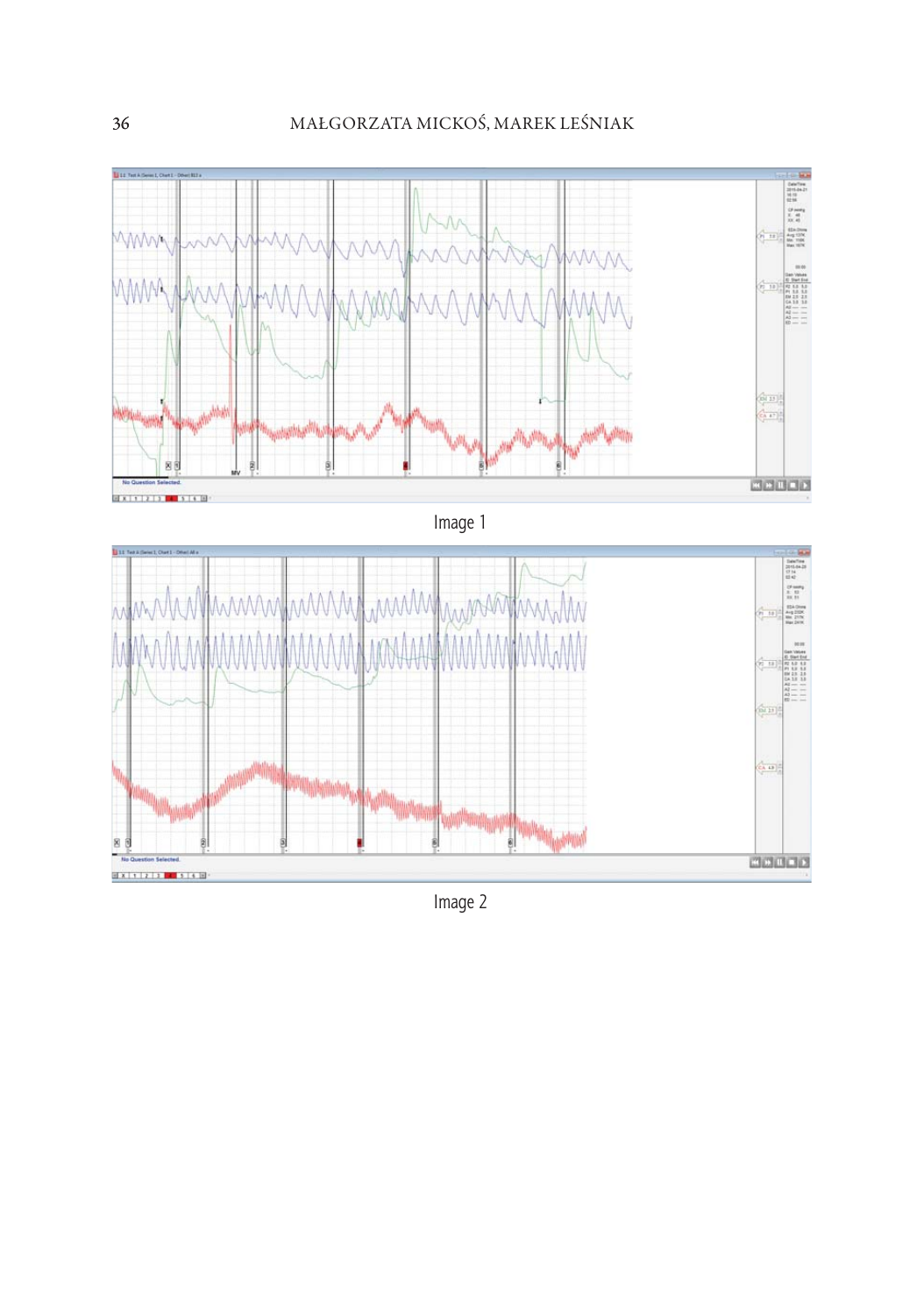Image 1

Image 2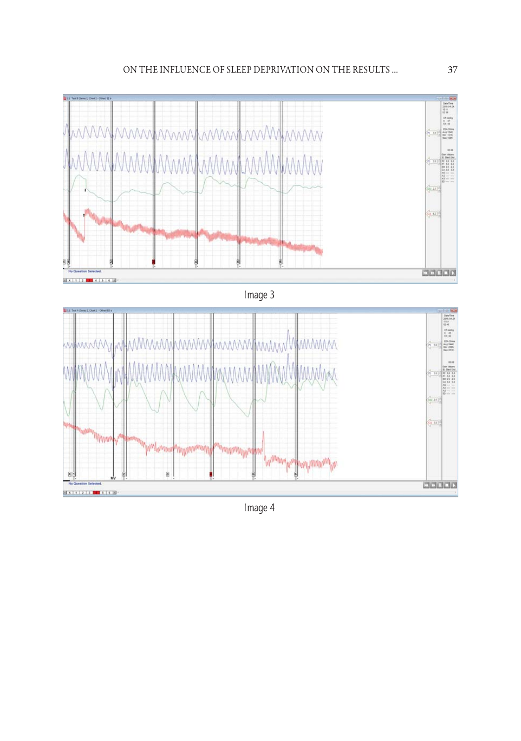Image 3

Image 4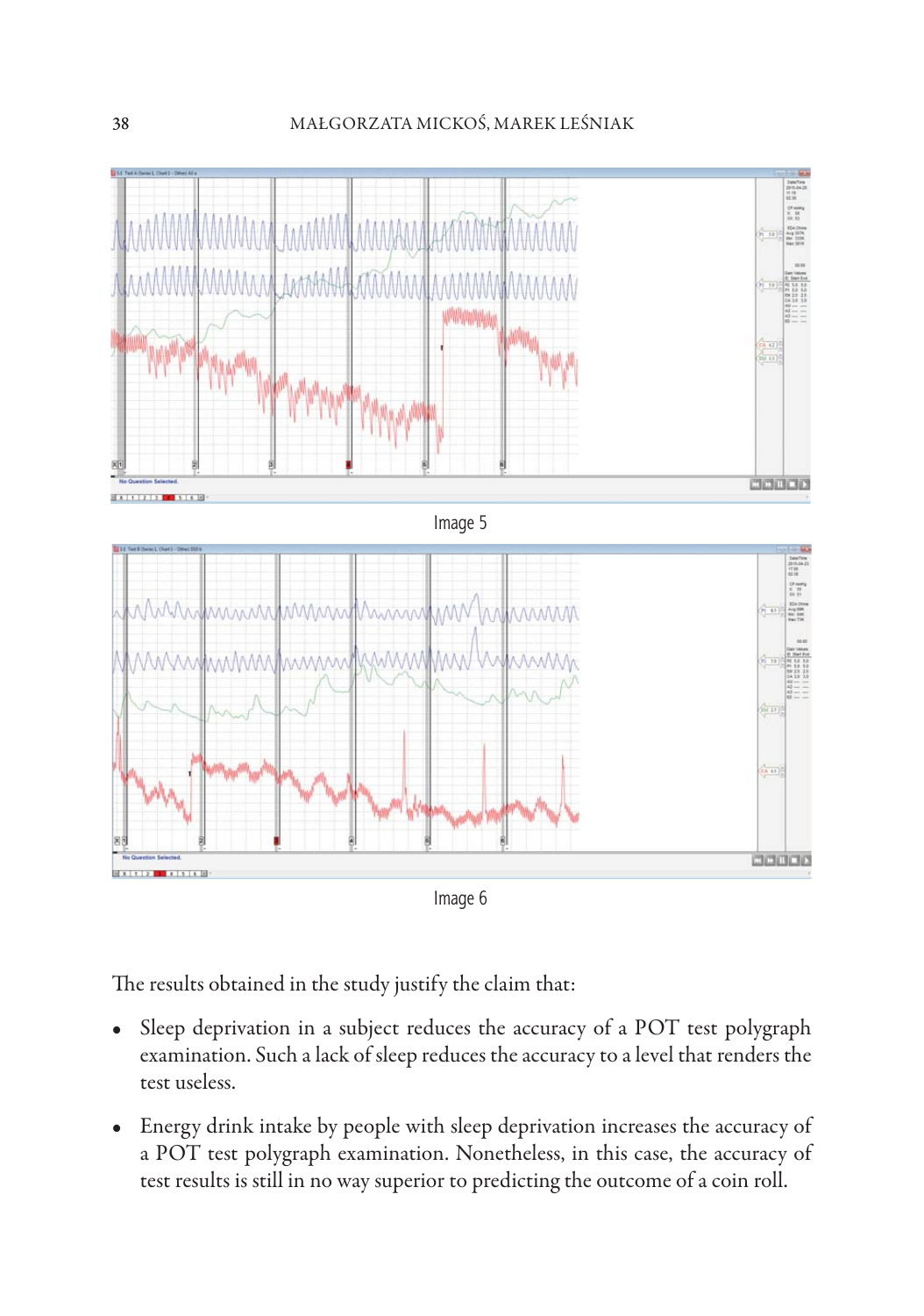Image 5

Image 6

The results obtained in the study justify the claim that:

- Sleep deprivation in a subject reduces the accuracy of a POT test polygraph examination. Such a lack of sleep reduces the accuracy to a level that renders the test useless.
- Energy drink intake by people with sleep deprivation increases the accuracy of a POT test polygraph examination. Nonetheless, in this case, the accuracy of test results is still in no way superior to predicting the outcome of a coin roll.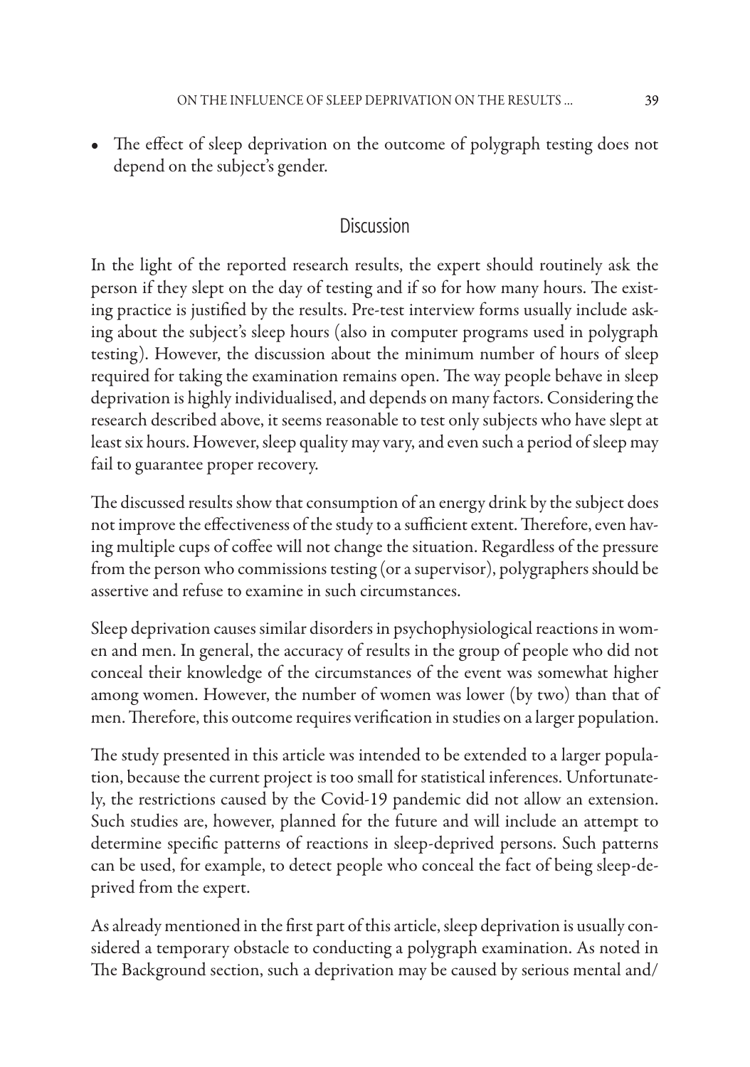- The effect of sleep deprivation on the outcome of polygraph testing does not depend on the subject's gender.

## Discussion

In the light of the reported research results, the expert should routinely ask the person if they slept on the day of testing and if so for how many hours. The existing practice is justified by the results. Pre-test interview forms usually include asking about the subject's sleep hours (also in computer programs used in polygraph testing). However, the discussion about the minimum number of hours of sleep required for taking the examination remains open. The way people behave in sleep deprivation is highly individualised, and depends on many factors. Considering the research described above, it seems reasonable to test only subjects who have slept at least six hours. However, sleep quality may vary, and even such a period of sleep may fail to guarantee proper recovery.

The discussed results show that consumption of an energy drink by the subject does not improve the effectiveness of the study to a sufficient extent. Therefore, even having multiple cups of coffee will not change the situation. Regardless of the pressure from the person who commissions testing (or a supervisor), polygraphers should be assertive and refuse to examine in such circumstances.

Sleep deprivation causes similar disorders in psychophysiological reactions in women and men. In general, the accuracy of results in the group of people who did not conceal their knowledge of the circumstances of the event was somewhat higher among women. However, the number of women was lower (by two) than that of men. Therefore, this outcome requires verification in studies on a larger population.

The study presented in this article was intended to be extended to a larger population, because the current project is too small for statistical inferences. Unfortunately, the restrictions caused by the Covid-19 pandemic did not allow an extension. Such studies are, however, planned for the future and will include an attempt to determine specific patterns of reactions in sleep-deprived persons. Such patterns can be used, for example, to detect people who conceal the fact of being sleep-deprived from the expert.

As already mentioned in the first part of this article, sleep deprivation is usually considered a temporary obstacle to conducting a polygraph examination. As noted in The Background section, such a deprivation may be caused by serious mental and/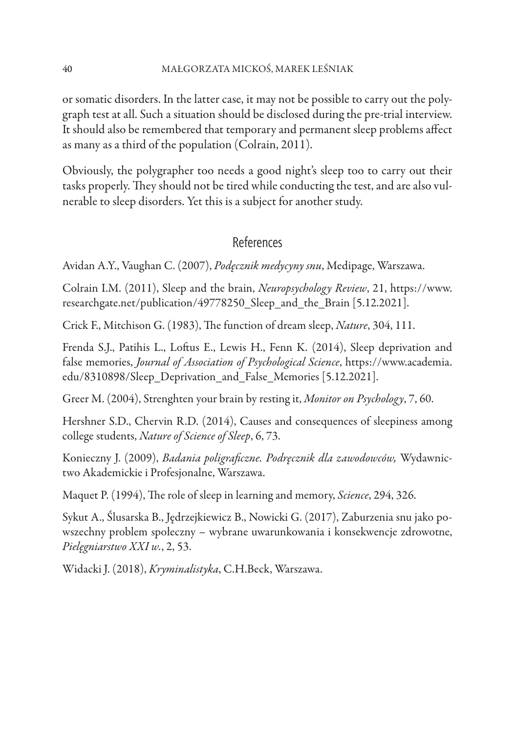or somatic disorders. In the latter case, it may not be possible to carry out the polygraph test at all. Such a situation should be disclosed during the pre-trial interview. It should also be remembered that temporary and permanent sleep problems affect as many as a third of the population (Colrain, 2011).

Obviously, the polygrapher too needs a good night's sleep too to carry out their tasks properly. They should not be tired while conducting the test, and are also vulnerable to sleep disorders. Yet this is a subject for another study.

## References

Avidan A.Y., Vaughan C. (2007), *Podęcznik medycyny snu*, Medipage, Warszawa.

Colrain I.M. (2011), Sleep and the brain, *Neuropsychology Review*, 21, https://www.researchgate.net/publication/49778250_Sleep_and_the_Brain [5.12.2021].

Crick F., Mitchison G. (1983), The function of dream sleep, *Nature*, 304, 111.

Frenda S.J., Patihis L., Loftus E., Lewis H., Fenn K. (2014), Sleep deprivation and false memories, *Journal of Association of Psychological Science*, https://www.academia.edu/8310898/Sleep_Deprivation_and_False_Memories [5.12.2021].

Greer M. (2004), Strenghten your brain by resting it, *Monitor on Psychology*, 7, 60.

Hershner S.D., Chervin R.D. (2014), Causes and consequences of sleepiness among college students, *Nature of Science of Sleep*, 6, 73.

Konieczny J. (2009), *Badania poligraficzne. Podręcznik dla zawodowców,* Wydawnictwo Akademickie i Profesjonalne, Warszawa.

Maquet P. (1994), The role of sleep in learning and memory, *Science*, 294, 326.

Sykut A., Ślusarska B., Jędrzejkiewicz B., Nowicki G. (2017), Zaburzenia snu jako powszechny problem społeczny – wybrane uwarunkowania i konsekwencje zdrowotne, *Pielęgniarstwo XXI w.*, 2, 53.

Widacki J. (2018), *Kryminalistyka*, C.H.Beck, Warszawa.